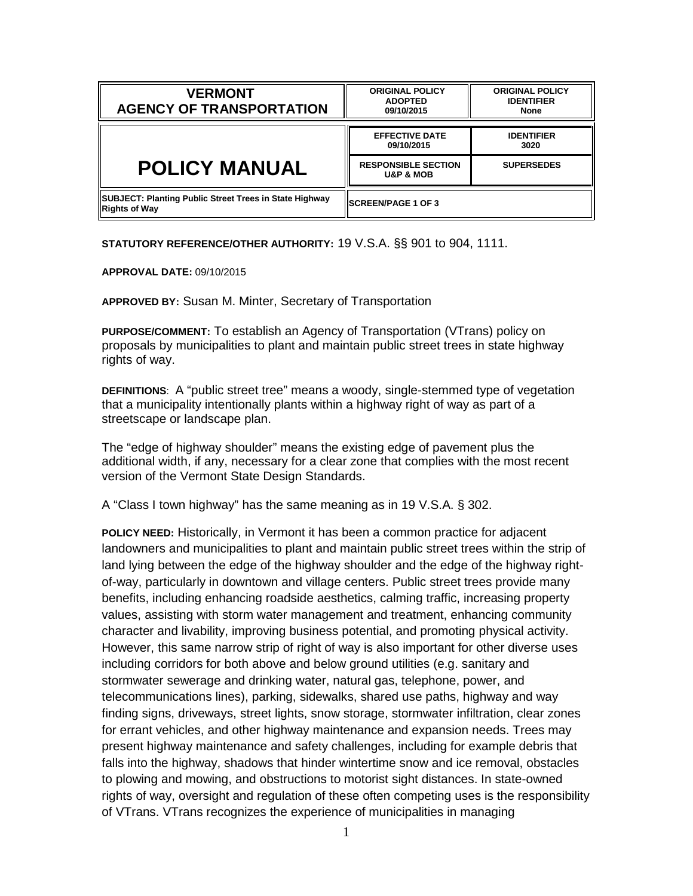| VERMONT AGENCY OF TRANSPORTATION | ORIGINAL POLICY ADOPTED 09/10/2015 | ORIGINAL POLICY IDENTIFIER None |
|---|---|---|
| POLICY MANUAL | EFFECTIVE DATE 09/10/2015 | IDENTIFIER 3020 |
| | RESPONSIBLE SECTION U&P & MOB | SUPERSEDES |
| SUBJECT: Planting Public Street Trees in State Highway Rights of Way | SCREEN/PAGE 1 OF 3 | |

**STATUTORY REFERENCE/OTHER AUTHORITY:** 19 V.S.A. §§ 901 to 904, 1111.

**APPROVAL DATE:** 09/10/2015

**APPROVED BY:** Susan M. Minter, Secretary of Transportation

**PURPOSE/COMMENT:** To establish an Agency of Transportation (VTrans) policy on proposals by municipalities to plant and maintain public street trees in state highway rights of way.

**DEFINITIONS**: A "public street tree" means a woody, single-stemmed type of vegetation that a municipality intentionally plants within a highway right of way as part of a streetscape or landscape plan.

The "edge of highway shoulder" means the existing edge of pavement plus the additional width, if any, necessary for a clear zone that complies with the most recent version of the Vermont State Design Standards.

A "Class I town highway" has the same meaning as in 19 V.S.A. § 302.

**POLICY NEED:** Historically, in Vermont it has been a common practice for adjacent landowners and municipalities to plant and maintain public street trees within the strip of land lying between the edge of the highway shoulder and the edge of the highway right-of-way, particularly in downtown and village centers. Public street trees provide many benefits, including enhancing roadside aesthetics, calming traffic, increasing property values, assisting with storm water management and treatment, enhancing community character and livability, improving business potential, and promoting physical activity. However, this same narrow strip of right of way is also important for other diverse uses including corridors for both above and below ground utilities (e.g. sanitary and stormwater sewerage and drinking water, natural gas, telephone, power, and telecommunications lines), parking, sidewalks, shared use paths, highway and way finding signs, driveways, street lights, snow storage, stormwater infiltration, clear zones for errant vehicles, and other highway maintenance and expansion needs. Trees may present highway maintenance and safety challenges, including for example debris that falls into the highway, shadows that hinder wintertime snow and ice removal, obstacles to plowing and mowing, and obstructions to motorist sight distances. In state-owned rights of way, oversight and regulation of these often competing uses is the responsibility of VTrans. VTrans recognizes the experience of municipalities in managing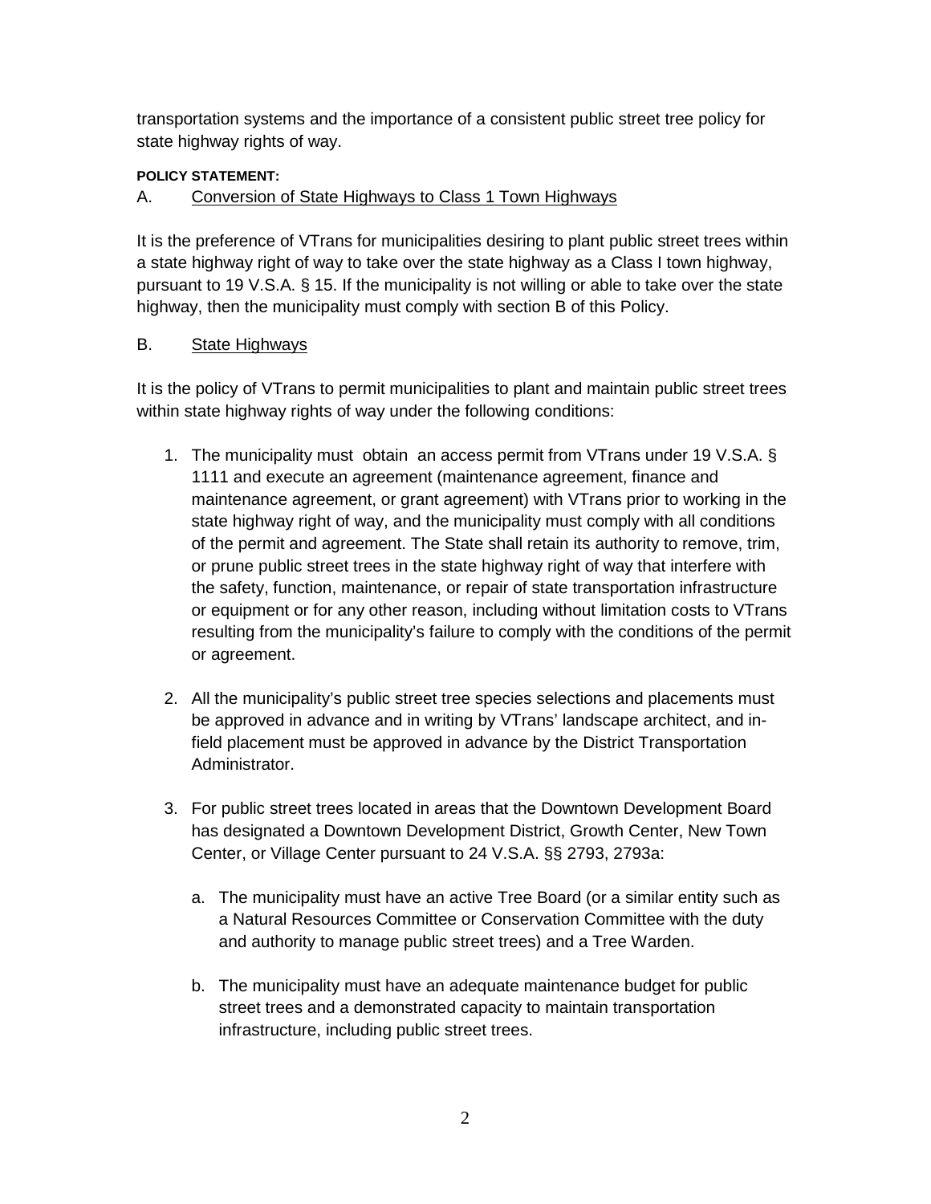transportation systems and the importance of a consistent public street tree policy for state highway rights of way.

**POLICY STATEMENT:**

A. Conversion of State Highways to Class 1 Town Highways

It is the preference of VTrans for municipalities desiring to plant public street trees within a state highway right of way to take over the state highway as a Class I town highway, pursuant to 19 V.S.A. § 15. If the municipality is not willing or able to take over the state highway, then the municipality must comply with section B of this Policy.

B. State Highways

It is the policy of VTrans to permit municipalities to plant and maintain public street trees within state highway rights of way under the following conditions:

1. The municipality must obtain an access permit from VTrans under 19 V.S.A. § 1111 and execute an agreement (maintenance agreement, finance and maintenance agreement, or grant agreement) with VTrans prior to working in the state highway right of way, and the municipality must comply with all conditions of the permit and agreement. The State shall retain its authority to remove, trim, or prune public street trees in the state highway right of way that interfere with the safety, function, maintenance, or repair of state transportation infrastructure or equipment or for any other reason, including without limitation costs to VTrans resulting from the municipality's failure to comply with the conditions of the permit or agreement.

2. All the municipality's public street tree species selections and placements must be approved in advance and in writing by VTrans' landscape architect, and in-field placement must be approved in advance by the District Transportation Administrator.

3. For public street trees located in areas that the Downtown Development Board has designated a Downtown Development District, Growth Center, New Town Center, or Village Center pursuant to 24 V.S.A. §§ 2793, 2793a:

   a. The municipality must have an active Tree Board (or a similar entity such as a Natural Resources Committee or Conservation Committee with the duty and authority to manage public street trees) and a Tree Warden.

   b. The municipality must have an adequate maintenance budget for public street trees and a demonstrated capacity to maintain transportation infrastructure, including public street trees.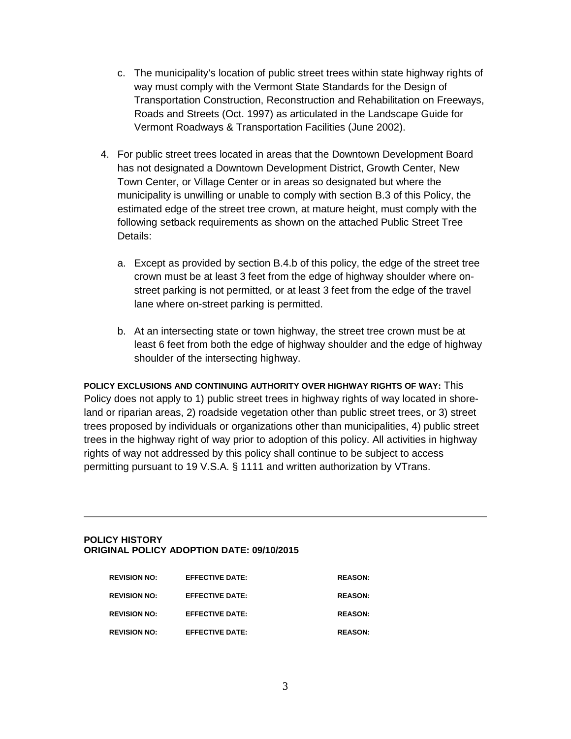c. The municipality's location of public street trees within state highway rights of way must comply with the Vermont State Standards for the Design of Transportation Construction, Reconstruction and Rehabilitation on Freeways, Roads and Streets (Oct. 1997) as articulated in the Landscape Guide for Vermont Roadways & Transportation Facilities (June 2002).

4. For public street trees located in areas that the Downtown Development Board has not designated a Downtown Development District, Growth Center, New Town Center, or Village Center or in areas so designated but where the municipality is unwilling or unable to comply with section B.3 of this Policy, the estimated edge of the street tree crown, at mature height, must comply with the following setback requirements as shown on the attached Public Street Tree Details:

   a. Except as provided by section B.4.b of this policy, the edge of the street tree crown must be at least 3 feet from the edge of highway shoulder where on-street parking is not permitted, or at least 3 feet from the edge of the travel lane where on-street parking is permitted.

   b. At an intersecting state or town highway, the street tree crown must be at least 6 feet from both the edge of highway shoulder and the edge of highway shoulder of the intersecting highway.

**POLICY EXCLUSIONS AND CONTINUING AUTHORITY OVER HIGHWAY RIGHTS OF WAY:** This Policy does not apply to 1) public street trees in highway rights of way located in shore-land or riparian areas, 2) roadside vegetation other than public street trees, or 3) street trees proposed by individuals or organizations other than municipalities, 4) public street trees in the highway right of way prior to adoption of this policy. All activities in highway rights of way not addressed by this policy shall continue to be subject to access permitting pursuant to 19 V.S.A. § 1111 and written authorization by VTrans.

---

**POLICY HISTORY**
**ORIGINAL POLICY ADOPTION DATE: 09/10/2015**

| **REVISION NO:** | **EFFECTIVE DATE:** | **REASON:** |
|---|---|---|
| **REVISION NO:** | **EFFECTIVE DATE:** | **REASON:** |
| **REVISION NO:** | **EFFECTIVE DATE:** | **REASON:** |
| **REVISION NO:** | **EFFECTIVE DATE:** | **REASON:** |